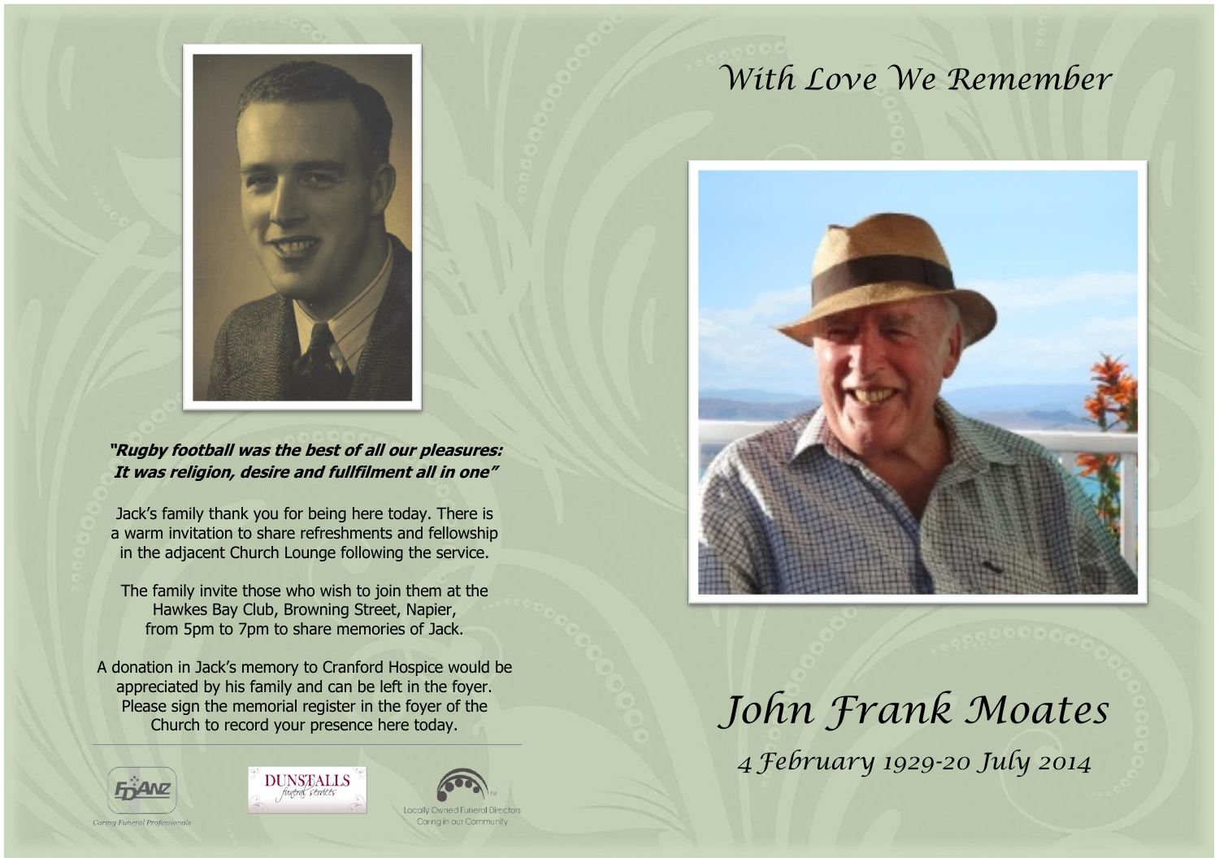# With Love We Remember

# John Frank Moates

*4 February 1929-20 July 2014*

***"Rugby football was the best of all our pleasures: It was religion, desire and fullfilment all in one"***

Jack's family thank you for being here today. There is a warm invitation to share refreshments and fellowship in the adjacent Church Lounge following the service.

The family invite those who wish to join them at the Hawkes Bay Club, Browning Street, Napier, from 5pm to 7pm to share memories of Jack.

A donation in Jack's memory to Cranford Hospice would be appreciated by his family and can be left in the foyer. Please sign the memorial register in the foyer of the Church to record your presence here today.

---

FDANZ
Caring Funeral Professionals

DUNSTALLS
funeral services

Locally Owned Funeral Directors
Caring in our Community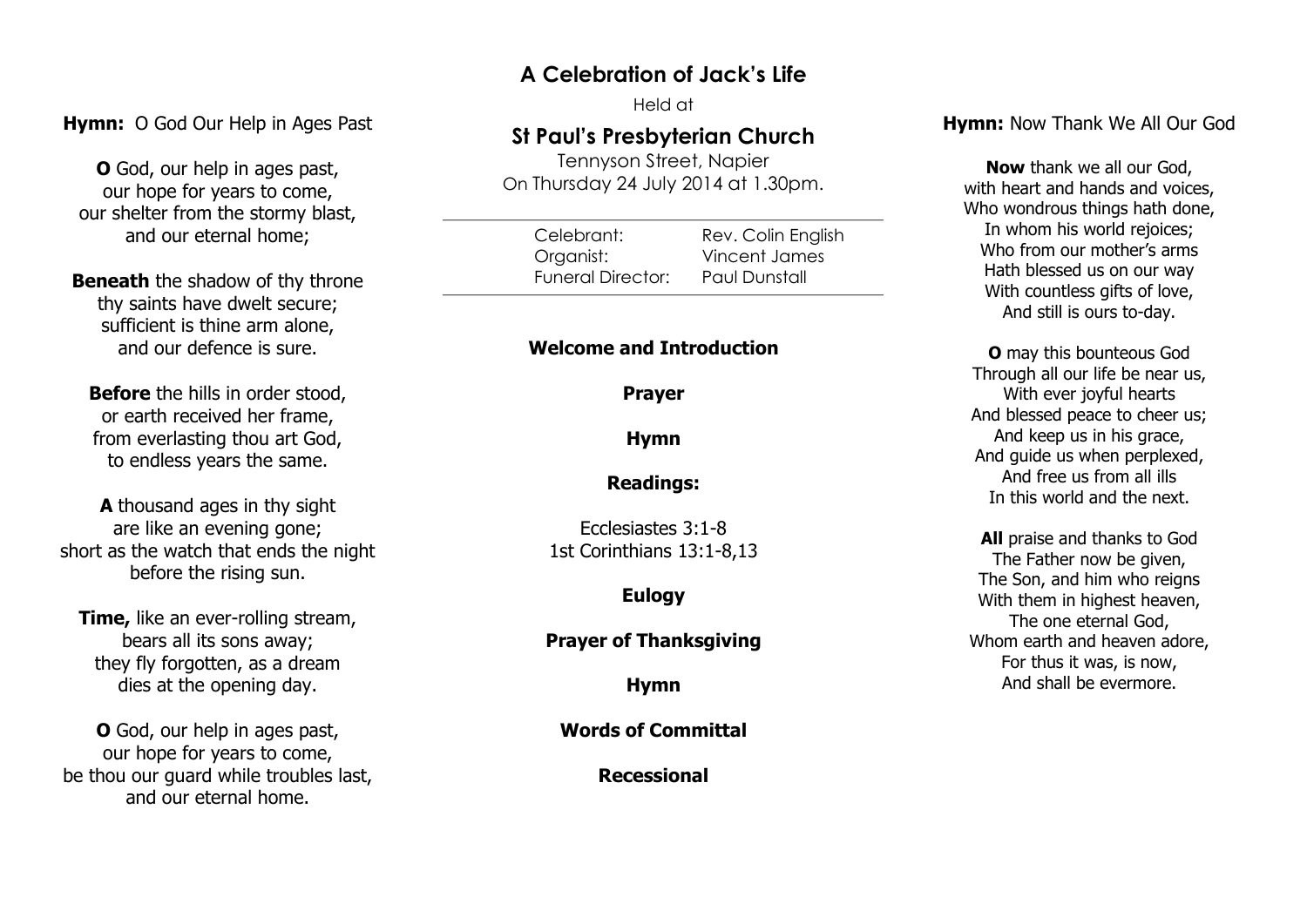**Hymn:** O God Our Help in Ages Past

**O** God, our help in ages past,
our hope for years to come,
our shelter from the stormy blast,
and our eternal home;

**Beneath** the shadow of thy throne
thy saints have dwelt secure;
sufficient is thine arm alone,
and our defence is sure.

**Before** the hills in order stood,
or earth received her frame,
from everlasting thou art God,
to endless years the same.

**A** thousand ages in thy sight
are like an evening gone;
short as the watch that ends the night
before the rising sun.

**Time,** like an ever-rolling stream,
bears all its sons away;
they fly forgotten, as a dream
dies at the opening day.

**O** God, our help in ages past,
our hope for years to come,
be thou our guard while troubles last,
and our eternal home.

# A Celebration of Jack's Life

Held at

## St Paul's Presbyterian Church

Tennyson Street, Napier
On Thursday 24 July 2014 at 1.30pm.

| | |
|---|---|
| Celebrant: | Rev. Colin English |
| Organist: | Vincent James |
| Funeral Director: | Paul Dunstall |

**Welcome and Introduction**

**Prayer**

**Hymn**

**Readings:**

Ecclesiastes 3:1-8
1st Corinthians 13:1-8,13

**Eulogy**

**Prayer of Thanksgiving**

**Hymn**

**Words of Committal**

**Recessional**

**Hymn:** Now Thank We All Our God

**Now** thank we all our God,
with heart and hands and voices,
Who wondrous things hath done,
In whom his world rejoices;
Who from our mother's arms
Hath blessed us on our way
With countless gifts of love,
And still is ours to-day.

**O** may this bounteous God
Through all our life be near us,
With ever joyful hearts
And blessed peace to cheer us;
And keep us in his grace,
And guide us when perplexed,
And free us from all ills
In this world and the next.

**All** praise and thanks to God
The Father now be given,
The Son, and him who reigns
With them in highest heaven,
The one eternal God,
Whom earth and heaven adore,
For thus it was, is now,
And shall be evermore.